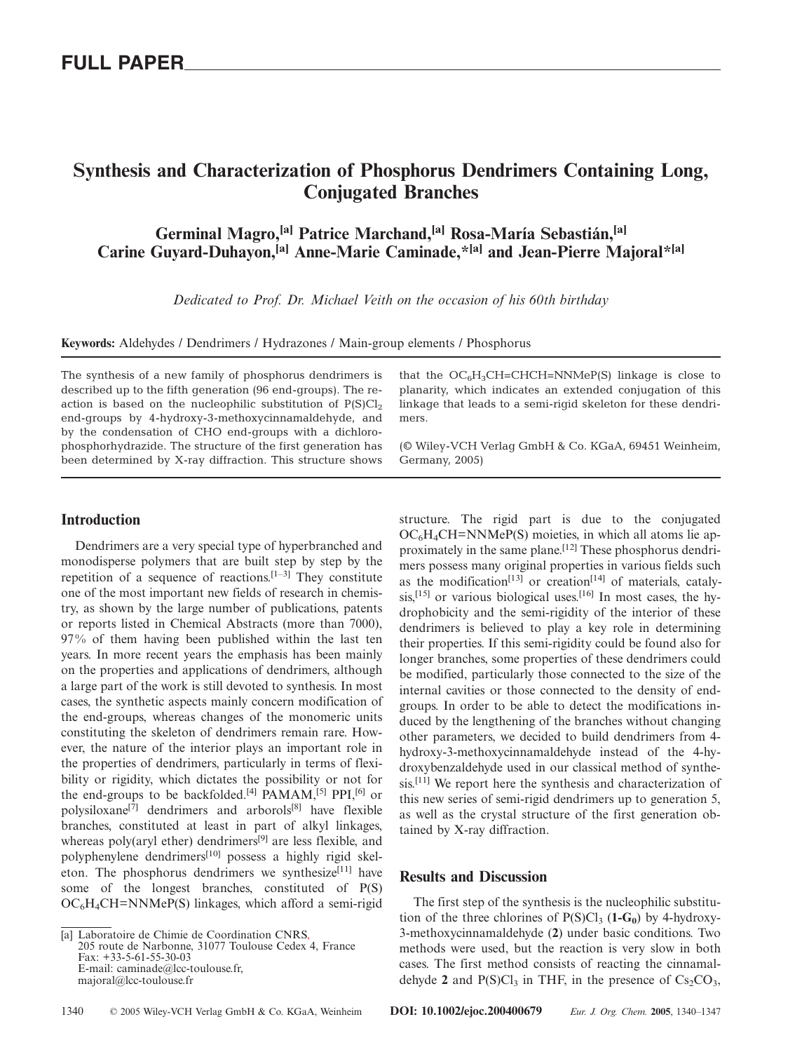FULL PAPER

# Synthesis and Characterization of Phosphorus Dendrimers Containing Long, Conjugated Branches

**Germinal Magro,[a] Patrice Marchand,[a] Rosa-María Sebastián,[a] Carine Guyard-Duhayon,[a] Anne-Marie Caminade,*[a] and Jean-Pierre Majoral*[a]**

*Dedicated to Prof. Dr. Michael Veith on the occasion of his 60th birthday*

**Keywords:** Aldehydes / Dendrimers / Hydrazones / Main-group elements / Phosphorus

The synthesis of a new family of phosphorus dendrimers is described up to the fifth generation (96 end-groups). The reaction is based on the nucleophilic substitution of $P(S)Cl_2$ end-groups by 4-hydroxy-3-methoxycinnamaldehyde, and by the condensation of CHO end-groups with a dichlorophosphorhydrazide. The structure of the first generation has been determined by X-ray diffraction. This structure shows that the $OC_6H_3CH{=}CHCH{=}NNMeP(S)$ linkage is close to planarity, which indicates an extended conjugation of this linkage that leads to a semi-rigid skeleton for these dendrimers.

(© Wiley-VCH Verlag GmbH & Co. KGaA, 69451 Weinheim, Germany, 2005)

## Introduction

Dendrimers are a very special type of hyperbranched and monodisperse polymers that are built step by step by the repetition of a sequence of reactions.[1–3] They constitute one of the most important new fields of research in chemistry, as shown by the large number of publications, patents or reports listed in Chemical Abstracts (more than 7000), 97% of them having been published within the last ten years. In more recent years the emphasis has been mainly on the properties and applications of dendrimers, although a large part of the work is still devoted to synthesis. In most cases, the synthetic aspects mainly concern modification of the end-groups, whereas changes of the monomeric units constituting the skeleton of dendrimers remain rare. However, the nature of the interior plays an important role in the properties of dendrimers, particularly in terms of flexibility or rigidity, which dictates the possibility or not for the end-groups to be backfolded.[4] PAMAM,[5] PPI,[6] or polysiloxane[7] dendrimers and arborols[8] have flexible branches, constituted at least in part of alkyl linkages, whereas poly(aryl ether) dendrimers[9] are less flexible, and polyphenylene dendrimers[10] possess a highly rigid skeleton. The phosphorus dendrimers we synthesize[11] have some of the longest branches, constituted of P(S) $OC_6H_4CH{=}NNMeP(S)$ linkages, which afford a semi-rigid structure. The rigid part is due to the conjugated $OC_6H_4CH{=}NNMeP(S)$ moieties, in which all atoms lie approximately in the same plane.[12] These phosphorus dendrimers possess many original properties in various fields such as the modification[13] or creation[14] of materials, catalysis,[15] or various biological uses.[16] In most cases, the hydrophobicity and the semi-rigidity of the interior of these dendrimers is believed to play a key role in determining their properties. If this semi-rigidity could be found also for longer branches, some properties of these dendrimers could be modified, particularly those connected to the size of the internal cavities or those connected to the density of end-groups. In order to be able to detect the modifications induced by the lengthening of the branches without changing other parameters, we decided to build dendrimers from 4-hydroxy-3-methoxycinnamaldehyde instead of the 4-hydroxybenzaldehyde used in our classical method of synthesis.[11] We report here the synthesis and characterization of this new series of semi-rigid dendrimers up to generation 5, as well as the crystal structure of the first generation obtained by X-ray diffraction.

## Results and Discussion

The first step of the synthesis is the nucleophilic substitution of the three chlorines of $P(S)Cl_3$ (**1-G$_0$**) by 4-hydroxy-3-methoxycinnamaldehyde (**2**) under basic conditions. Two methods were used, but the reaction is very slow in both cases. The first method consists of reacting the cinnamaldehyde **2** and $P(S)Cl_3$ in THF, in the presence of $Cs_2CO_3$,

[a] Laboratoire de Chimie de Coordination CNRS, 205 route de Narbonne, 31077 Toulouse Cedex 4, France
Fax: +33-5-61-55-30-03
E-mail: caminade@lcc-toulouse.fr, majoral@lcc-toulouse.fr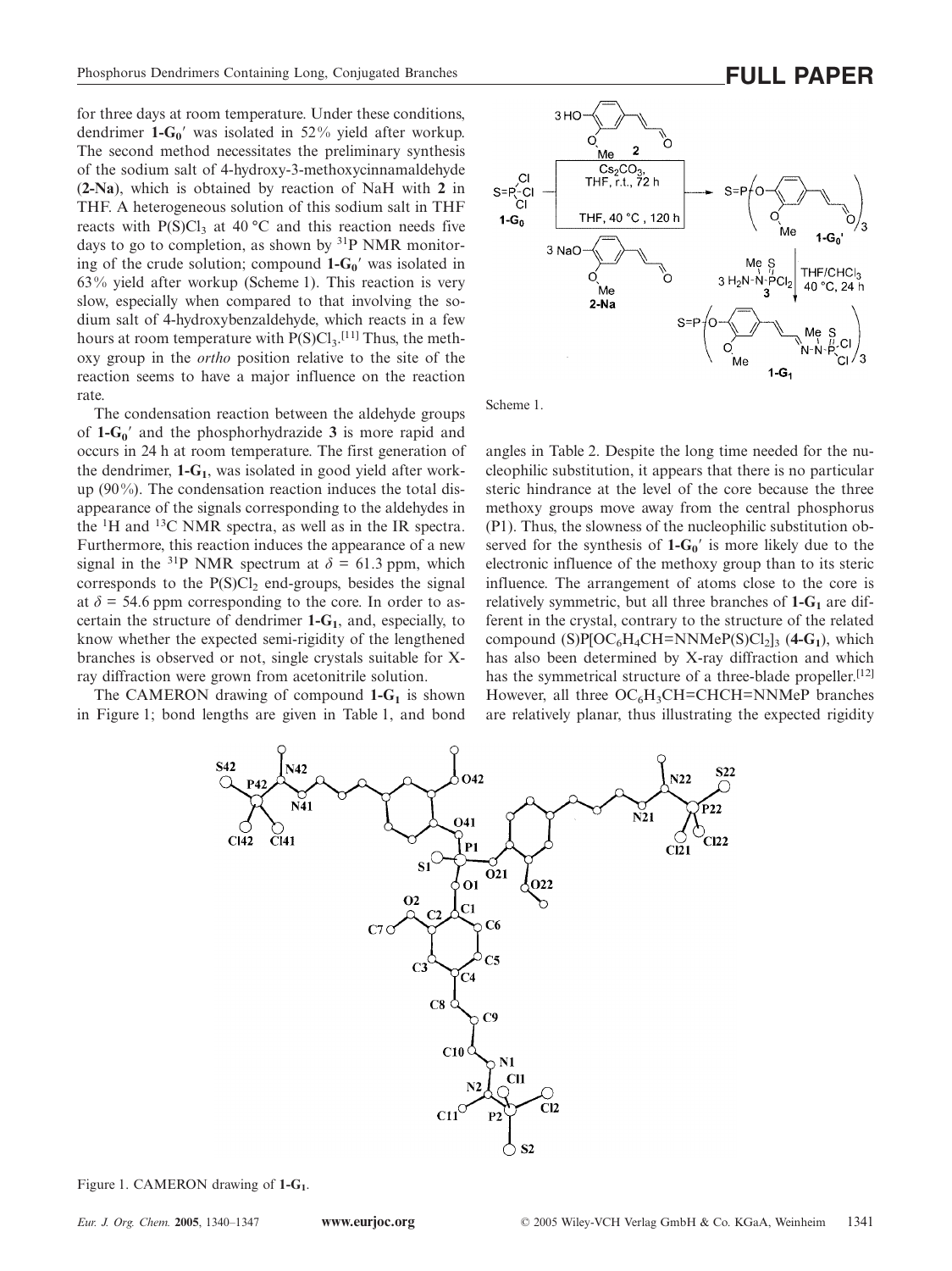for three days at room temperature. Under these conditions, dendrimer **1-G$_0$′** was isolated in 52% yield after workup. The second method necessitates the preliminary synthesis of the sodium salt of 4-hydroxy-3-methoxycinnamaldehyde (**2-Na**), which is obtained by reaction of NaH with **2** in THF. A heterogeneous solution of this sodium salt in THF reacts with $P(S)Cl_3$ at 40 °C and this reaction needs five days to go to completion, as shown by $^{31}P$ NMR monitoring of the crude solution; compound **1-G$_0$′** was isolated in 63% yield after workup (Scheme 1). This reaction is very slow, especially when compared to that involving the sodium salt of 4-hydroxybenzaldehyde, which reacts in a few hours at room temperature with $P(S)Cl_3$.[11] Thus, the methoxy group in the *ortho* position relative to the site of the reaction seems to have a major influence on the reaction rate.

Scheme 1.

The condensation reaction between the aldehyde groups of **1-G$_0$′** and the phosphorhydrazide **3** is more rapid and occurs in 24 h at room temperature. The first generation of the dendrimer, **1-G$_1$**, was isolated in good yield after workup (90%). The condensation reaction induces the total disappearance of the signals corresponding to the aldehydes in the $^1H$ and $^{13}C$ NMR spectra, as well as in the IR spectra. Furthermore, this reaction induces the appearance of a new signal in the $^{31}P$ NMR spectrum at $\delta$ = 61.3 ppm, which corresponds to the $P(S)Cl_2$ end-groups, besides the signal at $\delta$ = 54.6 ppm corresponding to the core. In order to ascertain the structure of dendrimer **1-G$_1$**, and, especially, to know whether the expected semi-rigidity of the lengthened branches is observed or not, single crystals suitable for X-ray diffraction were grown from acetonitrile solution.

The CAMERON drawing of compound **1-G$_1$** is shown in Figure 1; bond lengths are given in Table 1, and bond angles in Table 2. Despite the long time needed for the nucleophilic substitution, it appears that there is no particular steric hindrance at the level of the core because the three methoxy groups move away from the central phosphorus (P1). Thus, the slowness of the nucleophilic substitution observed for the synthesis of **1-G$_0$′** is more likely due to the electronic influence of the methoxy group than to its steric influence. The arrangement of atoms close to the core is relatively symmetric, but all three branches of **1-G$_1$** are different in the crystal, contrary to the structure of the related compound $(S)P[OC_6H_4CH{=}NNMeP(S)Cl_2]_3$ (**4-G$_1$**), which has also been determined by X-ray diffraction and which has the symmetrical structure of a three-blade propeller.[12] However, all three $OC_6H_3CH{=}CHCH{=}NNMeP$ branches are relatively planar, thus illustrating the expected rigidity

Figure 1. CAMERON drawing of **1-G$_1$**.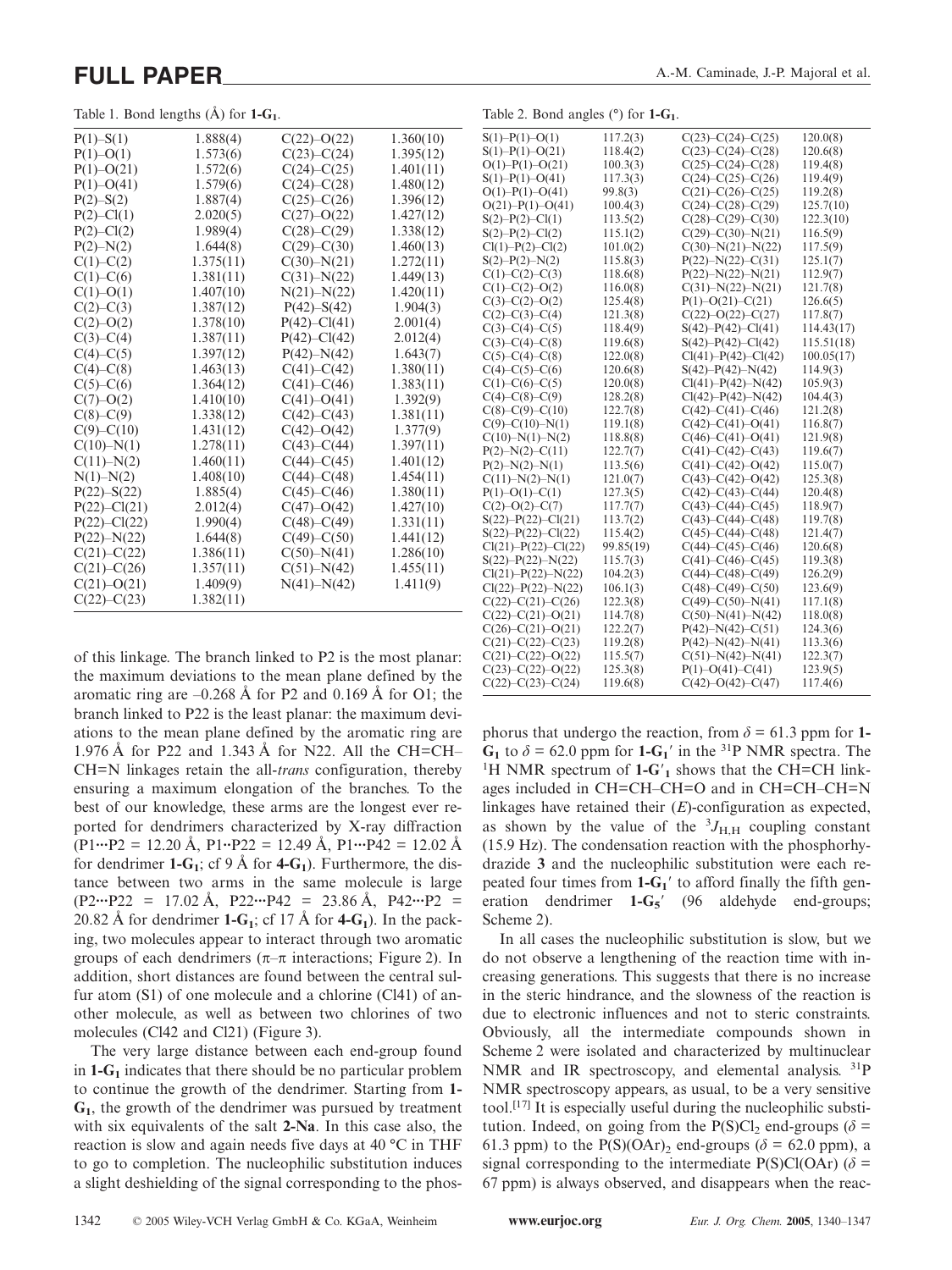Table 1. Bond lengths (Å) for **1-G₁**.

| | | | |
|---|---|---|---|
| P(1)–S(1) | 1.888(4) | C(22)–O(22) | 1.360(10) |
| P(1)–O(1) | 1.573(6) | C(23)–C(24) | 1.395(12) |
| P(1)–O(21) | 1.572(6) | C(24)–C(25) | 1.401(11) |
| P(1)–O(41) | 1.579(6) | C(24)–C(28) | 1.480(12) |
| P(2)–S(2) | 1.887(4) | C(25)–C(26) | 1.396(12) |
| P(2)–Cl(1) | 2.020(5) | C(27)–O(22) | 1.427(12) |
| P(2)–Cl(2) | 1.989(4) | C(28)–C(29) | 1.338(12) |
| P(2)–N(2) | 1.644(8) | C(29)–C(30) | 1.460(13) |
| C(1)–C(2) | 1.375(11) | C(30)–N(21) | 1.272(11) |
| C(1)–C(6) | 1.381(11) | C(31)–N(22) | 1.449(13) |
| C(1)–O(1) | 1.407(10) | N(21)–N(22) | 1.420(11) |
| C(2)–C(3) | 1.387(12) | P(42)–S(42) | 1.904(3) |
| C(2)–O(2) | 1.378(10) | P(42)–Cl(41) | 2.001(4) |
| C(3)–C(4) | 1.387(11) | P(42)–Cl(42) | 2.012(4) |
| C(4)–C(5) | 1.397(12) | P(42)–N(42) | 1.643(7) |
| C(4)–C(8) | 1.463(13) | C(41)–C(42) | 1.380(11) |
| C(5)–C(6) | 1.364(12) | C(41)–C(46) | 1.383(11) |
| C(7)–O(2) | 1.410(10) | C(41)–O(41) | 1.392(9) |
| C(8)–C(9) | 1.338(12) | C(42)–C(43) | 1.381(11) |
| C(9)–C(10) | 1.431(12) | C(42)–O(42) | 1.377(9) |
| C(10)–N(1) | 1.278(11) | C(43)–C(44) | 1.397(11) |
| C(11)–N(2) | 1.460(11) | C(44)–C(45) | 1.401(12) |
| N(1)–N(2) | 1.408(10) | C(44)–C(48) | 1.454(11) |
| P(22)–S(22) | 1.885(4) | C(45)–C(46) | 1.380(11) |
| P(22)–Cl(21) | 2.012(4) | C(47)–O(42) | 1.427(10) |
| P(22)–Cl(22) | 1.990(4) | C(48)–C(49) | 1.331(11) |
| P(22)–N(22) | 1.644(8) | C(49)–C(50) | 1.441(12) |
| C(21)–C(22) | 1.386(11) | C(50)–N(41) | 1.286(10) |
| C(21)–C(26) | 1.357(11) | C(51)–N(42) | 1.455(11) |
| C(21)–O(21) | 1.409(9) | N(41)–N(42) | 1.411(9) |
| C(22)–C(23) | 1.382(11) | | |

Table 2. Bond angles (°) for **1-G₁**.

| | | | |
|---|---|---|---|
| S(1)–P(1)–O(1) | 117.2(3) | C(23)–C(24)–C(25) | 120.0(8) |
| S(1)–P(1)–O(21) | 118.4(2) | C(23)–C(24)–C(28) | 120.6(8) |
| O(1)–P(1)–O(21) | 100.3(3) | C(25)–C(24)–C(28) | 119.4(8) |
| S(1)–P(1)–O(41) | 117.3(3) | C(24)–C(25)–C(26) | 119.4(9) |
| O(1)–P(1)–O(41) | 99.8(3) | C(21)–C(26)–C(25) | 119.2(8) |
| O(21)–P(1)–O(41) | 100.4(3) | C(24)–C(28)–C(29) | 125.7(10) |
| S(2)–P(2)–Cl(1) | 113.5(2) | C(28)–C(29)–C(30) | 122.3(10) |
| S(2)–P(2)–Cl(2) | 115.1(2) | C(29)–C(30)–N(21) | 116.5(9) |
| Cl(1)–P(2)–Cl(2) | 101.0(2) | C(30)–N(21)–N(22) | 117.5(9) |
| S(2)–P(2)–N(2) | 115.8(3) | P(22)–N(22)–C(31) | 125.1(7) |
| C(1)–C(2)–C(3) | 118.6(8) | P(22)–N(22)–N(21) | 112.9(7) |
| C(1)–C(2)–O(2) | 116.0(8) | C(31)–N(22)–N(21) | 121.7(8) |
| C(3)–C(2)–O(2) | 125.4(8) | P(1)–O(21)–C(21) | 126.6(5) |
| C(2)–C(3)–C(4) | 121.3(8) | C(22)–O(22)–C(27) | 117.8(7) |
| C(3)–C(4)–C(5) | 118.4(9) | S(42)–P(42)–Cl(41) | 114.43(17) |
| C(3)–C(4)–C(8) | 119.6(8) | S(42)–P(42)–Cl(42) | 115.51(18) |
| C(5)–C(4)–C(8) | 122.0(8) | Cl(41)–P(42)–Cl(42) | 100.05(17) |
| C(4)–C(5)–C(6) | 120.6(8) | S(42)–P(42)–N(42) | 114.9(3) |
| C(1)–C(6)–C(5) | 120.0(8) | Cl(41)–P(42)–N(42) | 105.9(3) |
| C(4)–C(8)–C(9) | 128.2(8) | Cl(42)–P(42)–N(42) | 104.4(3) |
| C(8)–C(9)–C(10) | 122.7(8) | C(42)–C(41)–C(46) | 121.2(8) |
| C(9)–C(10)–N(1) | 119.1(8) | C(42)–C(41)–O(41) | 116.8(7) |
| C(10)–N(1)–N(2) | 118.8(8) | C(46)–C(41)–O(41) | 121.9(8) |
| P(2)–N(2)–C(11) | 122.7(7) | C(41)–C(42)–C(43) | 119.6(7) |
| P(2)–N(2)–N(1) | 113.5(6) | C(41)–C(42)–O(42) | 115.0(7) |
| C(11)–N(2)–N(1) | 121.0(7) | C(43)–C(42)–O(42) | 125.3(8) |
| P(1)–O(1)–C(1) | 127.3(5) | C(42)–C(43)–C(44) | 120.4(8) |
| C(2)–O(2)–C(7) | 117.7(7) | C(43)–C(44)–C(45) | 118.9(7) |
| S(22)–P(22)–Cl(21) | 113.7(2) | C(43)–C(44)–C(48) | 119.7(8) |
| S(22)–P(22)–Cl(22) | 115.4(2) | C(45)–C(44)–C(48) | 121.4(7) |
| Cl(21)–P(22)–Cl(22) | 99.85(19) | C(44)–C(45)–C(46) | 120.6(8) |
| S(22)–P(22)–N(22) | 115.7(3) | C(41)–C(46)–C(45) | 119.3(8) |
| Cl(21)–P(22)–N(22) | 104.2(3) | C(44)–C(48)–C(49) | 126.2(9) |
| Cl(22)–P(22)–N(22) | 106.1(3) | C(48)–C(49)–C(50) | 123.6(9) |
| C(22)–C(21)–C(26) | 122.3(8) | C(49)–C(50)–N(41) | 117.1(8) |
| C(22)–C(21)–O(21) | 114.7(8) | C(50)–N(41)–N(42) | 118.0(8) |
| C(26)–C(21)–O(21) | 122.2(7) | P(42)–N(42)–C(51) | 124.3(6) |
| C(21)–C(22)–C(23) | 119.2(8) | P(42)–N(42)–N(41) | 113.3(6) |
| C(21)–C(22)–O(22) | 115.5(7) | C(51)–N(42)–N(41) | 122.3(7) |
| C(23)–C(22)–O(22) | 125.3(8) | P(1)–O(41)–C(41) | 123.9(5) |
| C(22)–C(23)–C(24) | 119.6(8) | C(42)–O(42)–C(47) | 117.4(6) |

of this linkage. The branch linked to P2 is the most planar: the maximum deviations to the mean plane defined by the aromatic ring are –0.268 Å for P2 and 0.169 Å for O1; the branch linked to P22 is the least planar: the maximum deviations to the mean plane defined by the aromatic ring are 1.976 Å for P22 and 1.343 Å for N22. All the CH=CH–CH=N linkages retain the all-*trans* configuration, thereby ensuring a maximum elongation of the branches. To the best of our knowledge, these arms are the longest ever reported for dendrimers characterized by X-ray diffraction (P1···P2 = 12.20 Å, P1···P22 = 12.49 Å, P1···P42 = 12.02 Å for dendrimer **1-G₁**; cf 9 Å for **4-G₁**). Furthermore, the distance between two arms in the same molecule is large (P2···P22 = 17.02 Å, P22···P42 = 23.86 Å, P42···P2 = 20.82 Å for dendrimer **1-G₁**; cf 17 Å for **4-G₁**). In the packing, two molecules appear to interact through two aromatic groups of each dendrimers (π–π interactions; Figure 2). In addition, short distances are found between the central sulfur atom (S1) of one molecule and a chlorine (Cl41) of another molecule, as well as between two chlorines of two molecules (Cl42 and Cl21) (Figure 3).

The very large distance between each end-group found in **1-G₁** indicates that there should be no particular problem to continue the growth of the dendrimer. Starting from **1-G₁**, the growth of the dendrimer was pursued by treatment with six equivalents of the salt **2-Na**. In this case also, the reaction is slow and again needs five days at 40 °C in THF to go to completion. The nucleophilic substitution induces a slight deshielding of the signal corresponding to the phosphorus that undergo the reaction, from $\delta$ = 61.3 ppm for **1-G₁** to $\delta$ = 62.0 ppm for **1-G₁′** in the $^{31}$P NMR spectra. The $^{1}$H NMR spectrum of **1-G′₁** shows that the CH=CH linkages included in CH=CH–CH=O and in CH=CH–CH=N linkages have retained their (*E*)-configuration as expected, as shown by the value of the $^{3}J_{H,H}$ coupling constant (15.9 Hz). The condensation reaction with the phosphorhydrazide **3** and the nucleophilic substitution were each repeated four times from **1-G₁′** to afford finally the fifth generation dendrimer **1-G₅′** (96 aldehyde end-groups; Scheme 2).

In all cases the nucleophilic substitution is slow, but we do not observe a lengthening of the reaction time with increasing generations. This suggests that there is no increase in the steric hindrance, and the slowness of the reaction is due to electronic influences and not to steric constraints. Obviously, all the intermediate compounds shown in Scheme 2 were isolated and characterized by multinuclear NMR and IR spectroscopy, and elemental analysis. $^{31}$P NMR spectroscopy appears, as usual, to be a very sensitive tool.[17] It is especially useful during the nucleophilic substitution. Indeed, on going from the P(S)Cl₂ end-groups ($\delta$ = 61.3 ppm) to the P(S)(OAr)₂ end-groups ($\delta$ = 62.0 ppm), a signal corresponding to the intermediate P(S)Cl(OAr) ($\delta$ = 67 ppm) is always observed, and disappears when the reac-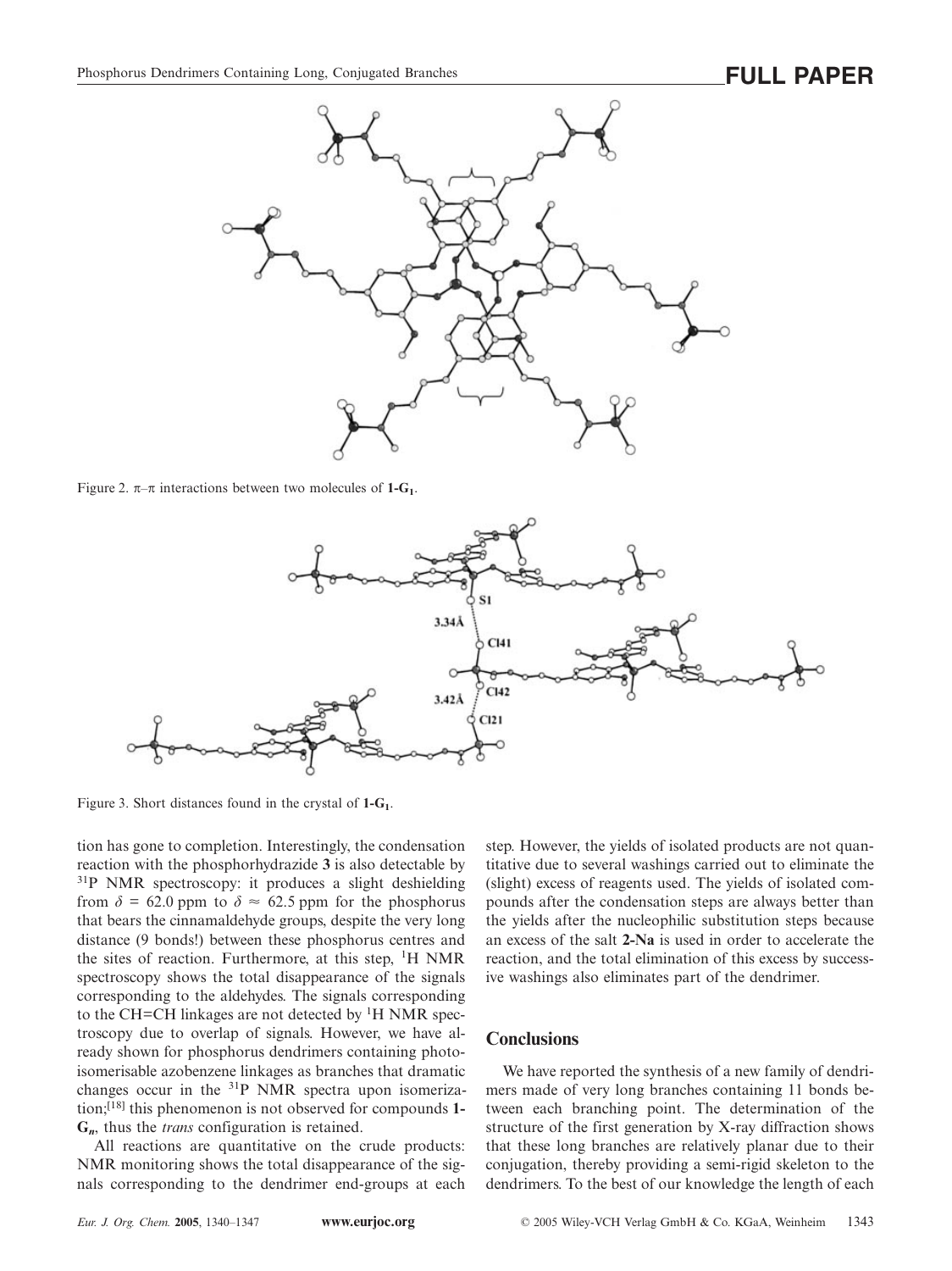Figure 2. π–π interactions between two molecules of **1-G₁**.

Figure 3. Short distances found in the crystal of **1-G₁**.

tion has gone to completion. Interestingly, the condensation reaction with the phosphorhydrazide **3** is also detectable by $^{31}$P NMR spectroscopy: it produces a slight deshielding from $\delta$ = 62.0 ppm to $\delta \approx$ 62.5 ppm for the phosphorus that bears the cinnamaldehyde groups, despite the very long distance (9 bonds!) between these phosphorus centres and the sites of reaction. Furthermore, at this step, $^{1}$H NMR spectroscopy shows the total disappearance of the signals corresponding to the aldehydes. The signals corresponding to the CH=CH linkages are not detected by $^{1}$H NMR spectroscopy due to overlap of signals. However, we have already shown for phosphorus dendrimers containing photoisomerisable azobenzene linkages as branches that dramatic changes occur in the $^{31}$P NMR spectra upon isomerization;[18] this phenomenon is not observed for compounds **1-G$_n$**, thus the *trans* configuration is retained.

All reactions are quantitative on the crude products: NMR monitoring shows the total disappearance of the signals corresponding to the dendrimer end-groups at each step. However, the yields of isolated products are not quantitative due to several washings carried out to eliminate the (slight) excess of reagents used. The yields of isolated compounds after the condensation steps are always better than the yields after the nucleophilic substitution steps because an excess of the salt **2-Na** is used in order to accelerate the reaction, and the total elimination of this excess by successive washings also eliminates part of the dendrimer.

## Conclusions

We have reported the synthesis of a new family of dendrimers made of very long branches containing 11 bonds between each branching point. The determination of the structure of the first generation by X-ray diffraction shows that these long branches are relatively planar due to their conjugation, thereby providing a semi-rigid skeleton to the dendrimers. To the best of our knowledge the length of each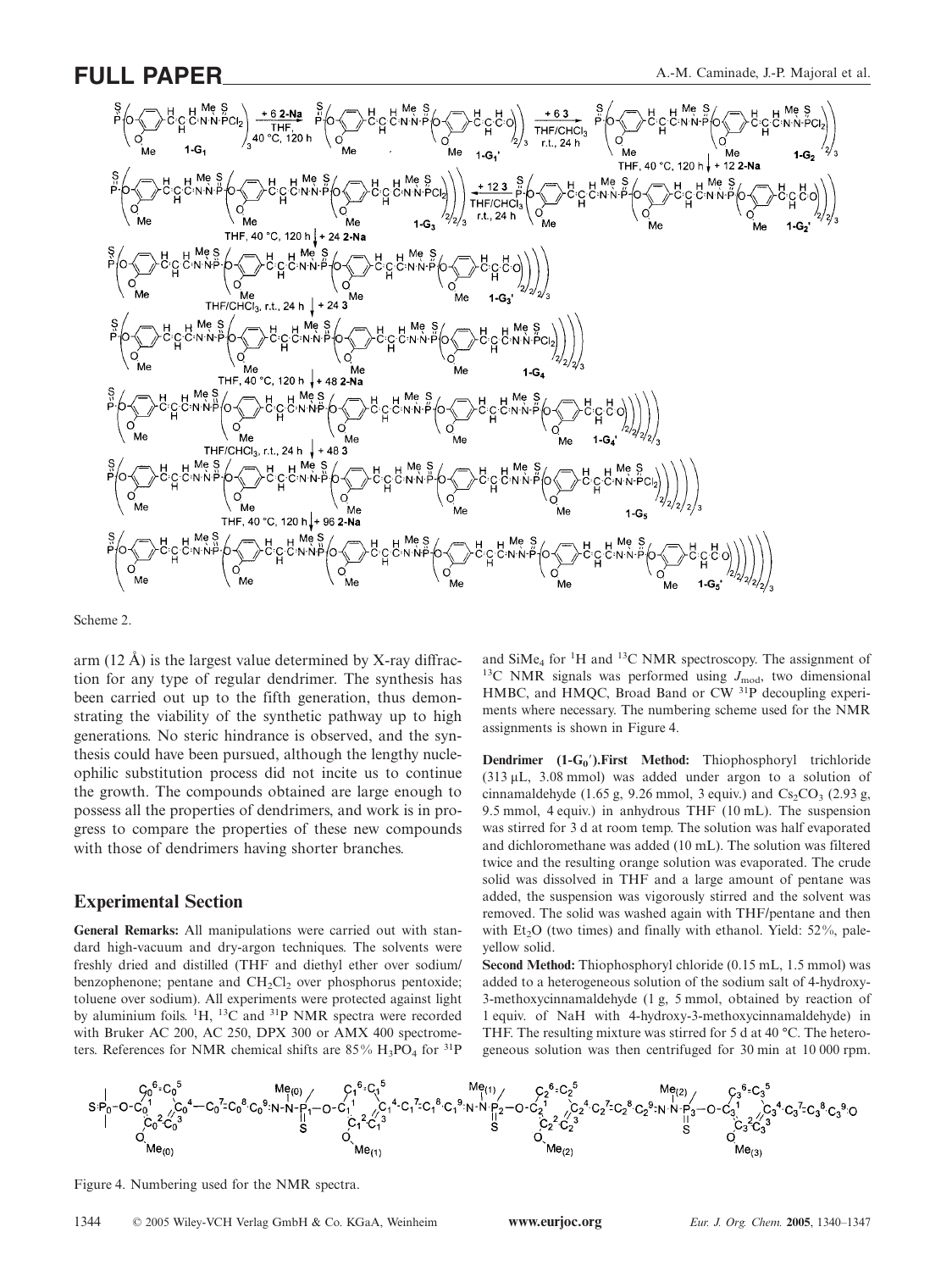Scheme 2.

arm (12 Å) is the largest value determined by X-ray diffraction for any type of regular dendrimer. The synthesis has been carried out up to the fifth generation, thus demonstrating the viability of the synthetic pathway up to high generations. No steric hindrance is observed, and the synthesis could have been pursued, although the lengthy nucleophilic substitution process did not incite us to continue the growth. The compounds obtained are large enough to possess all the properties of dendrimers, and work is in progress to compare the properties of these new compounds with those of dendrimers having shorter branches.

## Experimental Section

**General Remarks:** All manipulations were carried out with standard high-vacuum and dry-argon techniques. The solvents were freshly dried and distilled (THF and diethyl ether over sodium/benzophenone; pentane and $CH_2Cl_2$ over phosphorus pentoxide; toluene over sodium). All experiments were protected against light by aluminium foils. $^{1}H$, $^{13}C$ and $^{31}P$ NMR spectra were recorded with Bruker AC 200, AC 250, DPX 300 or AMX 400 spectrometers. References for NMR chemical shifts are 85% $H_3PO_4$ for $^{31}P$ and $SiMe_4$ for $^{1}H$ and $^{13}C$ NMR spectroscopy. The assignment of $^{13}C$ NMR signals was performed using $J_{mod}$, two dimensional HMBC, and HMQC, Broad Band or CW $^{31}P$ decoupling experiments where necessary. The numbering scheme used for the NMR assignments is shown in Figure 4.

**Dendrimer (1-G$_0$′).First Method:** Thiophosphoryl trichloride (313 µL, 3.08 mmol) was added under argon to a solution of cinnamaldehyde (1.65 g, 9.26 mmol, 3 equiv.) and $Cs_2CO_3$ (2.93 g, 9.5 mmol, 4 equiv.) in anhydrous THF (10 mL). The suspension was stirred for 3 d at room temp. The solution was half evaporated and dichloromethane was added (10 mL). The solution was filtered twice and the resulting orange solution was evaporated. The crude solid was dissolved in THF and a large amount of pentane was added, the suspension was vigorously stirred and the solvent was removed. The solid was washed again with THF/pentane and then with $Et_2O$ (two times) and finally with ethanol. Yield: 52%, pale-yellow solid.

**Second Method:** Thiophosphoryl chloride (0.15 mL, 1.5 mmol) was added to a heterogeneous solution of the sodium salt of 4-hydroxy-3-methoxycinnamaldehyde (1 g, 5 mmol, obtained by reaction of 1 equiv. of NaH with 4-hydroxy-3-methoxycinnamaldehyde) in THF. The resulting mixture was stirred for 5 d at 40 °C. The heterogeneous solution was then centrifuged for 30 min at 10 000 rpm.

Figure 4. Numbering used for the NMR spectra.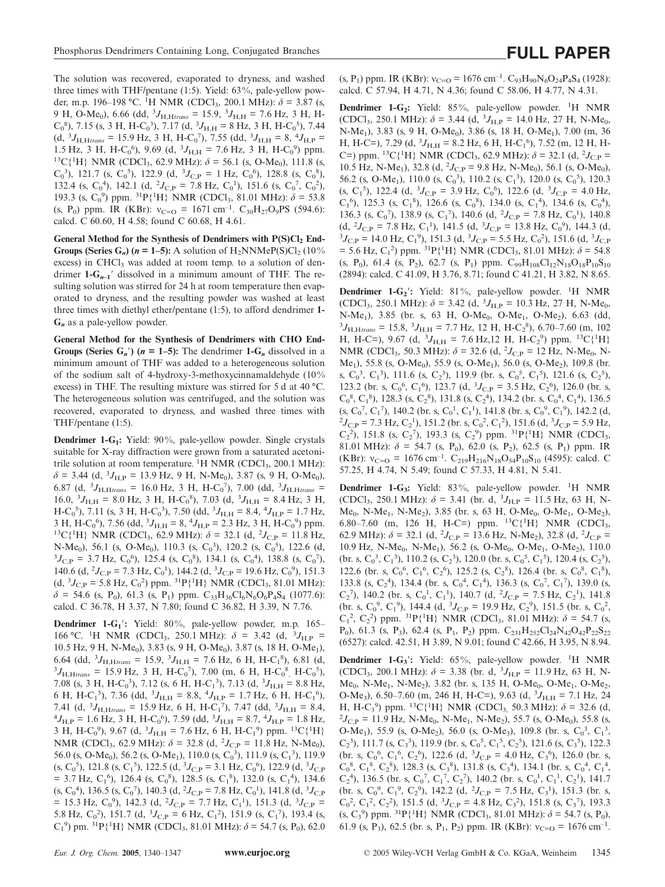The solution was recovered, evaporated to dryness, and washed three times with THF/pentane (1:5). Yield: 63%, pale-yellow powder, m.p. 196–198 °C. $^{1}$H NMR (CDCl$_3$, 200.1 MHz): $\delta$ = 3.87 (s, 9 H, O-Me$_0$), 6.66 (dd, $^{3}J_{H,Htrans}$ = 15.9, $^{3}J_{H,H}$ = 7.6 Hz, 3 H, H-C$_0^8$), 7.15 (s, 3 H, H-C$_0^3$), 7.17 (d, $^{3}J_{H,H}$ = 8 Hz, 3 H, H-C$_0^5$), 7.44 (d, $^{3}J_{H,Htrans}$ = 15.9 Hz, 3 H, H-C$_0^7$), 7.55 (dd, $^{3}J_{H,H}$ = 8, $^{4}J_{H,P}$ = 1.5 Hz, 3 H, H-C$_0^6$), 9.69 (d, $^{3}J_{H,H}$ = 7.6 Hz, 3 H, H-C$_0^9$) ppm. $^{13}$C{$^{1}$H} NMR (CDCl$_3$, 62.9 MHz): $\delta$ = 56.1 (s, O-Me$_0$), 111.8 (s, C$_0^3$), 121.7 (s, C$_0^5$), 122.9 (d, $^{3}J_{C,P}$ = 1 Hz, C$_0^6$), 128.8 (s, C$_0^8$), 132.4 (s, C$_0^4$), 142.1 (d, $^{2}J_{C,P}$ = 7.8 Hz, C$_0^1$), 151.6 (s, C$_0^7$, C$_0^2$), 193.3 (s, C$_0^9$) ppm. $^{31}$P{$^{1}$H} NMR (CDCl$_3$, 81.01 MHz): $\delta$ = 53.8 (s, P$_0$) ppm. IR (KBr): $\nu_{C=O}$ = 1671 cm$^{-1}$. $C_{30}H_{27}O_9PS$ (594.6): calcd. C 60.60, H 4.58; found C 60.68, H 4.61.

**General Method for the Synthesis of Dendrimers with P(S)Cl$_2$ End-Groups (Series G$_n$) (n = 1–5):** A solution of H$_2$NNMeP(S)Cl$_2$ (10% excess) in CHCl$_3$ was added at room temp. to a solution of dendrimer **1-G$_{n-1}$′** dissolved in a minimum amount of THF. The resulting solution was stirred for 24 h at room temperature then evaporated to dryness, and the resulting powder was washed at least three times with diethyl ether/pentane (1:5), to afford dendrimer **1-G$_n$** as a pale-yellow powder.

**General Method for the Synthesis of Dendrimers with CHO End-Groups (Series G$_n$′) (n = 1–5):** The dendrimer **1-G$_n$** dissolved in a minimum amount of THF was added to a heterogeneous solution of the sodium salt of 4-hydroxy-3-methoxycinnamaldehyde (10% excess) in THF. The resulting mixture was stirred for 5 d at 40 °C. The heterogeneous solution was centrifuged, and the solution was recovered, evaporated to dryness, and washed three times with THF/pentane (1:5).

**Dendrimer 1-G$_1$:** Yield: 90%, pale-yellow powder. Single crystals suitable for X-ray diffraction were grown from a saturated acetonitrile solution at room temperature. $^{1}$H NMR (CDCl$_3$, 200.1 MHz): $\delta$ = 3.44 (d, $^{3}J_{H,P}$ = 13.9 Hz, 9 H, N-Me$_0$), 3.87 (s, 9 H, O-Me$_0$), 6.87 (d, $^{3}J_{H,Htrans}$ = 16.0 Hz, 3 H, H-C$_0^7$), 7.00 (dd, $^{3}J_{H,Htrans}$ = 16.0, $^{3}J_{H,H}$ = 8.0 Hz, 3 H, H-C$_0^8$), 7.03 (d, $^{3}J_{H,H}$ = 8.4 Hz, 3 H, H-C$_0^5$), 7.11 (s, 3 H, H-C$_0^3$), 7.50 (dd, $^{3}J_{H,H}$ = 8.4, $^{4}J_{H,P}$ = 1.7 Hz, 3 H, H-C$_0^6$), 7.56 (dd, $^{3}J_{H,H}$ = 8, $^{4}J_{H,P}$ = 2.3 Hz, 3 H, H-C$_0^9$) ppm. $^{13}$C{$^{1}$H} NMR (CDCl$_3$, 62.9 MHz): $\delta$ = 32.1 (d, $^{2}J_{C,P}$ = 11.8 Hz, N-Me$_0$), 56.1 (s, O-Me$_0$), 110.3 (s, C$_0^3$), 120.2 (s, C$_0^5$), 122.6 (d, $^{3}J_{C,P}$ = 3.7 Hz, C$_0^6$), 125.4 (s, C$_0^8$), 134.1 (s, C$_0^4$), 138.8 (s, C$_0^7$), 140.6 (d, $^{2}J_{C,P}$ = 7.3 Hz, C$_0^1$), 144.2 (d, $^{3}J_{C,P}$ = 19.6 Hz, C$_0^9$), 151.3 (d, $^{3}J_{C,P}$ = 5.8 Hz, C$_0^2$) ppm. $^{31}$P{$^{1}$H} NMR (CDCl$_3$, 81.01 MHz): $\delta$ = 54.6 (s, P$_0$), 61.3 (s, P$_1$) ppm. $C_{33}H_{36}Cl_6N_6O_6P_4S_4$ (1077.6): calcd. C 36.78, H 3.37, N 7.80; found C 36.82, H 3.39, N 7.76.

**Dendrimer 1-G$_1$′:** Yield: 80%, pale-yellow powder, m.p. 165–166 °C. $^{1}$H NMR (CDCl$_3$, 250.1 MHz): $\delta$ = 3.42 (d, $^{3}J_{H,P}$ = 10.5 Hz, 9 H, N-Me$_0$), 3.83 (s, 9 H, O-Me$_0$), 3.87 (s, 18 H, O-Me$_1$), 6.64 (dd, $^{3}J_{H,Htrans}$ = 15.9, $^{3}J_{H,H}$ = 7.6 Hz, 6 H, H-C$_1^8$), 6.81 (d, $^{3}J_{H,Htrans}$ = 15.9 Hz, 3 H, H-C$_0^7$), 7.00 (m, 6 H, H-C$_0^8$, H-C$_0^5$), 7.08 (s, 3 H, H-C$_0^3$), 7.12 (s, 6 H, H-C$_1^3$), 7.13 (d, $^{3}J_{H,H}$ = 8.8 Hz, 6 H, H-C$_1^5$), 7.36 (dd, $^{3}J_{H,H}$ = 8.8, $^{4}J_{H,P}$ = 1.7 Hz, 6 H, H-C$_1^6$), 7.41 (d, $^{3}J_{H,Htrans}$ = 15.9 Hz, 6 H, H-C$_1^7$), 7.47 (dd, $^{3}J_{H,H}$ = 8.4, $^{4}J_{H,P}$ = 1.6 Hz, 3 H, H-C$_0^6$), 7.59 (dd, $^{3}J_{H,H}$ = 8.7, $^{4}J_{H,P}$ = 1.8 Hz, 3 H, H-C$_0^9$), 9.67 (d, $^{3}J_{H,H}$ = 7.6 Hz, 6 H, H-C$_1^9$) ppm. $^{13}$C{$^{1}$H} NMR (CDCl$_3$, 62.9 MHz): $\delta$ = 32.8 (d, $^{2}J_{C,P}$ = 11.8 Hz, N-Me$_0$), 56.0 (s, O-Me$_0$), 56.2 (s, O-Me$_1$), 110.0 (s, C$_0^3$), 111.9 (s, C$_1^3$), 119.9 (s, C$_0^5$), 121.8 (s, C$_1^5$), 122.5 (d, $^{3}J_{C,P}$ = 3.1 Hz, C$_0^6$), 122.9 (d, $^{3}J_{C,P}$ = 3.7 Hz, C$_1^6$), 126.4 (s, C$_0^8$), 128.5 (s, C$_1^8$), 132.0 (s, C$_1^4$), 134.6 (s, C$_0^4$), 136.5 (s, C$_0^7$), 140.3 (d, $^{2}J_{C,P}$ = 7.8 Hz, C$_0^1$), 141.8 (d, $^{3}J_{C,P}$ = 15.3 Hz, C$_0^9$), 142.3 (d, $^{2}J_{C,P}$ = 7.7 Hz, C$_1^1$), 151.3 (d, $^{3}J_{C,P}$ = 5.8 Hz, C$_0^2$), 151.7 (d, $^{3}J_{C,P}$ = 6 Hz, C$_1^2$), 151.9 (s, C$_1^7$), 193.4 (s, C$_1^9$) pm. $^{31}$P{$^{1}$H} NMR (CDCl$_3$, 81.01 MHz): $\delta$ = 54.7 (s, P$_0$), 62.0 (s, P$_1$) ppm. IR (KBr): $\nu_{C=O}$ = 1676 cm$^{-1}$. $C_{93}H_{90}N_6O_{24}P_4S_4$ (1928): calcd. C 57.94, H 4.71, N 4.36; found C 58.06, H 4.77, N 4.31.

**Dendrimer 1-G$_2$:** Yield: 85%, pale-yellow powder. $^{1}$H NMR (CDCl$_3$, 250.1 MHz): $\delta$ = 3.44 (d, $^{3}J_{H,P}$ = 14.0 Hz, 27 H, N-Me$_0$, N-Me$_1$), 3.83 (s, 9 H, O-Me$_0$), 3.86 (s, 18 H, O-Me$_1$), 7.00 (m, 36 H, H-C=), 7.29 (d, $^{3}J_{H,H}$ = 8.2 Hz, 6 H, H-C$_1^6$), 7.52 (m, 12 H, H-C=) ppm. $^{13}$C{$^{1}$H} NMR (CDCl$_3$, 62.9 MHz): $\delta$ = 32.1 (d, $^{2}J_{C,P}$ = 10.5 Hz, N-Me$_1$), 32.8 (d, $^{2}J_{C,P}$ = 9.8 Hz, N-Me$_0$), 56.1 (s, O-Me$_0$), 56.2 (s, O-Me$_1$), 110.0 (s, C$_0^3$), 110.2 (s, C$_1^3$), 120.0 (s, C$_0^5$), 120.3 (s, C$_1^5$), 122.4 (d, $^{3}J_{C,P}$ = 3.9 Hz, C$_0^6$), 122.6 (d, $^{3}J_{C,P}$ = 4.0 Hz, C$_1^6$), 125.3 (s, C$_1^8$), 126.6 (s, C$_0^8$), 134.0 (s, C$_1^4$), 134.6 (s, C$_0^4$), 136.3 (s, C$_0^7$), 138.9 (s, C$_1^7$), 140.6 (d, $^{2}J_{C,P}$ = 7.8 Hz, C$_0^1$), 140.8 (d, $^{2}J_{C,P}$ = 7.8 Hz, C$_1^1$), 141.5 (d, $^{3}J_{C,P}$ = 13.8 Hz, C$_0^9$), 144.3 (d, $^{3}J_{C,P}$ = 14.0 Hz, C$_1^9$), 151.3 (d, $^{3}J_{C,P}$ = 5.5 Hz, C$_0^2$), 151.6 (d, $^{3}J_{C,P}$ = 5.6 Hz, C$_1^2$) ppm. $^{31}$P{$^{1}$H} NMR (CDCl$_3$, 81.01 MHz): $\delta$ = 54.8 (s, P$_0$), 61.4 (s, P$_2$), 62.7 (s, P$_1$) ppm. $C_{99}H_{108}Cl_{12}N_{18}O_{18}P_{10}S_{10}$ (2894): calcd. C 41.09, H 3.76, 8.71; found C 41.21, H 3.82, N 8.65.

**Dendrimer 1-G$_2$′:** Yield: 81%, pale-yellow powder. $^{1}$H NMR (CDCl$_3$, 250.1 MHz): $\delta$ = 3.42 (d, $^{3}J_{H,P}$ = 10.3 Hz, 27 H, N-Me$_0$, N-Me$_1$), 3.85 (br. s, 63 H, O-Me$_0$, O-Me$_1$, O-Me$_2$), 6.63 (dd, $^{3}J_{H,Htrans}$ = 15.8, $^{3}J_{H,H}$ = 7.7 Hz, 12 H, H-C$_2^8$), 6.70–7.60 (m, 102 H, H-C=), 9.67 (d, $^{3}J_{H,H}$ = 7.6 Hz,12 H, H-C$_2^9$) ppm. $^{13}$C{$^{1}$H} NMR (CDCl$_3$, 50.3 MHz): $\delta$ = 32.6 (d, $^{2}J_{C,P}$ = 12 Hz, N-Me$_0$, N-Me$_1$), 55.8 (s, O-Me$_0$), 55.9 (s, O-Me$_1$), 56.0 (s, O-Me$_2$), 109.8 (br. s, C$_0^3$, C$_1^3$), 111.6 (s, C$_2^3$), 119.9 (br. s, C$_0^5$, C$_1^5$), 121.6 (s, C$_2^5$), 123.2 (br. s, C$_0^6$, C$_1^6$), 123.7 (d, $^{3}J_{C,P}$ = 3.5 Hz, C$_2^6$), 126.0 (br. s, C$_0^8$, C$_1^8$), 128.3 (s, C$_2^8$), 131.8 (s, C$_2^4$), 134.2 (br. s, C$_0^4$, C$_1^4$), 136.5 (s, C$_0^7$, C$_1^7$), 140.2 (br. s, C$_0^1$, C$_1^1$), 141.8 (br. s, C$_0^9$, C$_1^9$), 142.2 (d, $^{2}J_{C,P}$ = 7.3 Hz, C$_2^1$), 151.2 (br. s, C$_0^2$, C$_1^2$), 151.6 (d, $^{3}J_{C,P}$ = 5.9 Hz, C$_2^2$), 151.8 (s, C$_2^7$), 193.3 (s, C$_2^9$) ppm. $^{31}$P{$^{1}$H} NMR (CDCl$_3$, 81.01 MHz): $\delta$ = 54.7 (s, P$_0$), 62.0 (s, P$_2$), 62.5 (s, P$_1$) ppm. IR (KBr): $\nu_{C=O}$ = 1676 cm$^{-1}$. $C_{219}H_{216}N_{18}O_{54}P_{10}S_{10}$ (4595): calcd. C 57.25, H 4.74, N 5.49; found C 57.33, H 4.81, N 5.41.

**Dendrimer 1-G$_3$:** Yield: 83%, pale-yellow powder. $^{1}$H NMR (CDCl$_3$, 250.1 MHz): $\delta$ = 3.41 (br. d, $^{3}J_{H,P}$ = 11.5 Hz, 63 H, N-Me$_0$, N-Me$_1$, N-Me$_2$), 3.85 (br. s, 63 H, O-Me$_0$, O-Me$_1$, O-Me$_2$), 6.80–7.60 (m, 126 H, H-C=) ppm. $^{13}$C{$^{1}$H} NMR (CDCl$_3$, 62.9 MHz): $\delta$ = 32.1 (d, $^{2}J_{C,P}$ = 13.6 Hz, N-Me$_2$), 32.8 (d, $^{2}J_{C,P}$ = 10.9 Hz, N-Me$_0$, N-Me$_1$), 56.2 (s, O-Me$_0$, O-Me$_1$, O-Me$_2$), 110.0 (br. s, C$_0^3$, C$_1^3$), 110.2 (s, C$_2^3$), 120.0 (br. s, C$_0^5$, C$_1^5$), 120.4 (s, C$_2^5$), 122.6 (br. s, C$_0^6$, C$_1^6$, C$_2^6$), 125.2 (s, C$_2^8$), 126.4 (br. s, C$_0^8$, C$_1^8$), 133.8 (s, C$_2^4$), 134.4 (br. s, C$_0^4$, C$_1^4$), 136.3 (s, C$_0^7$, C$_1^7$), 139.0 (s, C$_2^7$), 140.2 (br. s, C$_0^1$, C$_1^1$), 140.7 (d, $^{2}J_{C,P}$ = 7.5 Hz, C$_2^1$), 141.8 (br. s, C$_0^9$, C$_1^9$), 144.4 (d, $^{3}J_{C,P}$ = 19.9 Hz, C$_2^9$), 151.5 (br. s, C$_0^2$, C$_1^2$, C$_2^2$) ppm. $^{31}$P{$^{1}$H} NMR (CDCl$_3$, 81.01 MHz): $\delta$ = 54.7 (s, P$_0$), 61.3 (s, P$_3$), 62.4 (s, P$_1$, P$_2$) ppm. $C_{231}H_{252}Cl_{24}N_{42}O_{42}P_{22}S_{22}$ (6527): calcd. 42.51, H 3.89, N 9.01; found C 42.66, H 3.95, N 8.94.

**Dendrimer 1-G$_3$′:** Yield: 65%, pale-yellow powder. $^{1}$H NMR (CDCl$_3$, 200.1 MHz): $\delta$ = 3.38 (br. d, $^{3}J_{H,P}$ = 11.9 Hz, 63 H, N-Me$_0$, N-Me$_1$, N-Me$_2$), 3.82 (br. s, 135 H, O-Me$_0$, O-Me$_1$, O-Me$_2$, O-Me$_3$), 6.50–7.60 (m, 246 H, H-C=), 9.63 (d, $^{3}J_{H,H}$ = 7.1 Hz, 24 H, H-C$_3^9$) ppm. $^{13}$C{$^{1}$H} NMR (CDCl$_3$, 50.3 MHz): $\delta$ = 32.6 (d, $^{2}J_{C,P}$ = 11.9 Hz, N-Me$_0$, N-Me$_1$, N-Me$_2$), 55.7 (s, O-Me$_0$), 55.8 (s, O-Me$_1$), 55.9 (s, O-Me$_2$), 56.0 (s, O-Me$_3$), 109.8 (br. s, C$_0^3$, C$_1^3$, C$_2^3$), 111.7 (s, C$_3^3$), 119.9 (br. s, C$_0^5$, C$_1^5$, C$_2^5$), 121.6 (s, C$_3^5$), 122.3 (br. s, C$_0^6$, C$_1^6$, C$_2^6$), 122.6 (d, $^{3}J_{C,P}$ = 4.0 Hz, C$_3^6$), 126.0 (br. s, C$_0^8$, C$_1^8$, C$_2^8$), 128.3 (s, C$_3^8$), 131.8 (s, C$_3^4$), 134.1 (br. s, C$_0^4$, C$_1^4$, C$_2^4$), 136.5 (br. s, C$_0^7$, C$_1^7$, C$_2^7$), 140.2 (br. s, C$_0^1$, C$_1^1$, C$_2^1$), 141.7 (br. s, C$_0^9$, C$_1^9$, C$_2^9$), 142.2 (d, $^{2}J_{C,P}$ = 7.5 Hz, C$_3^1$), 151.3 (br. s, C$_0^2$, C$_1^2$, C$_2^2$), 151.5 (d, $^{3}J_{C,P}$ = 4.8 Hz, C$_3^2$), 151.8 (s, C$_3^7$), 193.3 (s, C$_3^9$) ppm. $^{31}$P{$^{1}$H} NMR (CDCl$_3$, 81.01 MHz): $\delta$ = 54.7 (s, P$_0$), 61.9 (s, P$_3$), 62.5 (br. s, P$_1$, P$_2$) ppm. IR (KBr): $\nu_{C=O}$ = 1676 cm$^{-1}$.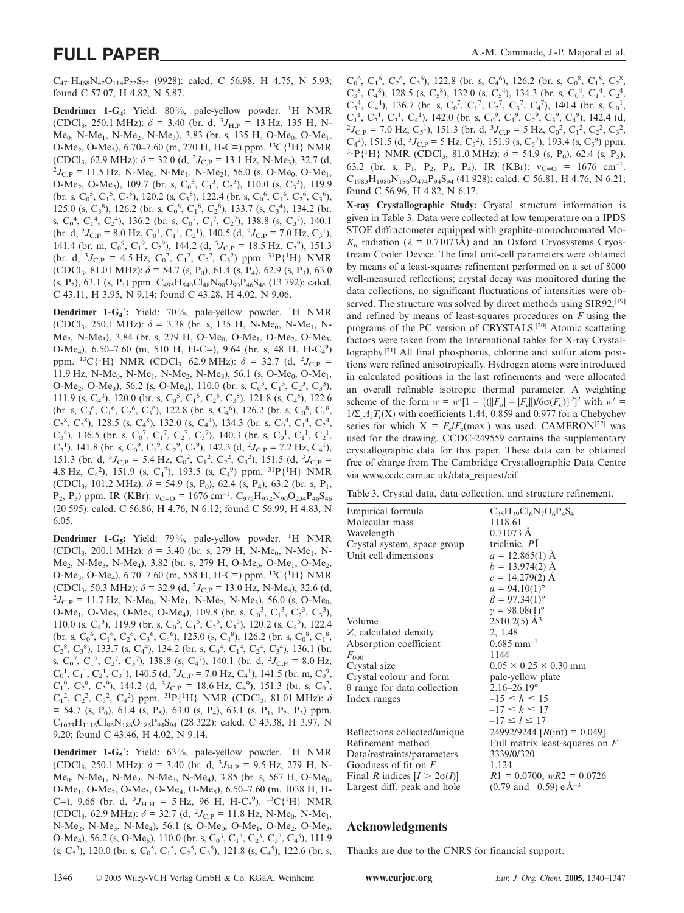$C_{471}H_{468}N_{42}O_{114}P_{22}S_{22}$ (9928): calcd. C 56.98, H 4.75, N 5.93; found C 57.07, H 4.82, N 5.87.

**Dendrimer 1-G₄:** Yield: 80%, pale-yellow powder. $^1$H NMR ($CDCl_3$, 250.1 MHz): $\delta$ = 3.40 (br. d, $^3J_{H,P}$ = 13 Hz, 135 H, N-Me$_0$, N-Me$_1$, N-Me$_2$, N-Me$_3$), 3.83 (br. s, 135 H, O-Me$_0$, O-Me$_1$, O-Me$_2$, O-Me$_3$), 6.70–7.60 (m, 270 H, H-C=) ppm. $^{13}$C{$^1$H} NMR ($CDCl_3$, 62.9 MHz): $\delta$ = 32.0 (d, $^2J_{C,P}$ = 13.1 Hz, N-Me$_3$), 32.7 (d, $^2J_{C,P}$ = 11.5 Hz, N-Me$_0$, N-Me$_1$, N-Me$_2$), 56.0 (s, O-Me$_0$, O-Me$_1$, O-Me$_2$, O-Me$_3$), 109.7 (br. s, $C_0^3$, $C_1^3$, $C_2^3$), 110.0 (s, $C_3^3$), 119.9 (br. s, $C_0^5$, $C_1^5$, $C_2^5$), 120.2 (s, $C_3^5$), 122.4 (br. s, $C_0^6$, $C_1^6$, $C_2^6$, $C_3^6$), 125.0 (s, $C_3^8$), 126.2 (br. s, $C_0^8$, $C_1^8$, $C_2^8$), 133.7 (s, $C_3^4$), 134.2 (br. s, $C_0^4$, $C_1^4$, $C_2^4$), 136.2 (br. s, $C_0^7$, $C_1^7$, $C_2^7$), 138.8 (s, $C_3^7$), 140.1 (br. d, $^2J_{C,P}$ = 8.0 Hz, $C_0^1$, $C_1^1$, $C_2^1$), 140.5 (d, $^2J_{C,P}$ = 7.0 Hz, $C_3^1$), 141.4 (br. m, $C_0^9$, $C_1^9$, $C_2^9$), 144.2 (d, $^3J_{C,P}$ = 18.5 Hz, $C_3^9$), 151.3 (br. d, $^3J_{C,P}$ = 4.5 Hz, $C_0^2$, $C_1^2$, $C_2^2$, $C_3^2$) ppm. $^{31}$P{$^1$H} NMR ($CDCl_3$, 81.01 MHz): $\delta$ = 54.7 (s, P$_0$), 61.4 (s, P$_4$), 62.9 (s, P$_3$), 63.0 (s, P$_2$), 63.1 (s, P$_1$) ppm. $C_{495}H_{540}Cl_{48}N_{90}O_{90}P_{46}S_{46}$ (13 792): calcd. C 43.11, H 3.95, N 9.14; found C 43.28, H 4.02, N 9.06.

**Dendrimer 1-G₄′:** Yield: 70%, pale-yellow powder. $^1$H NMR ($CDCl_3$, 250.1 MHz): $\delta$ = 3.38 (br. s, 135 H, N-Me$_0$, N-Me$_1$, N-Me$_2$, N-Me$_3$), 3.84 (br. s, 279 H, O-Me$_0$, O-Me$_1$, O-Me$_2$, O-Me$_3$, O-Me$_4$), 6.50–7.60 (m, 510 H, H-C=), 9.64 (br. s, 48 H, H-$C_4^9$) ppm. $^{13}$C{$^1$H} NMR ($CDCl_3$, 62.9 MHz): $\delta$ = 32.7 (d, $^2J_{C,P}$ = 11.9 Hz, N-Me$_0$, N-Me$_1$, N-Me$_2$, N-Me$_3$), 56.1 (s, O-Me$_0$, O-Me$_1$, O-Me$_2$, O-Me$_3$), 56.2 (s, O-Me$_4$), 110.0 (br. s, $C_0^3$, $C_1^3$, $C_2^3$, $C_3^3$), 111.9 (s, $C_4^3$), 120.0 (br. s, $C_0^5$, $C_1^5$, $C_2^5$, $C_3^5$), 121.8 (s, $C_4^5$), 122.6 (br. s, $C_0^6$, $C_1^6$, $C_2^6$, $C_3^6$), 122.8 (br. s, $C_4^6$), 126.2 (br. s, $C_0^8$, $C_1^8$, $C_2^8$, $C_3^8$), 128.5 (s, $C_4^8$), 132.0 (s, $C_4^4$), 134.3 (br. s, $C_0^4$, $C_1^4$, $C_2^4$, $C_3^4$), 136.5 (br. s, $C_0^7$, $C_1^7$, $C_2^7$, $C_3^7$), 140.3 (br. s, $C_0^1$, $C_1^1$, $C_2^1$, $C_3^1$), 141.8 (br. s, $C_0^9$, $C_1^9$, $C_2^9$, $C_3^9$), 142.3 (d, $^2J_{C,P}$ = 7.2 Hz, $C_4^1$), 151.3 (br. d, $^3J_{C,P}$ = 5.4 Hz, $C_0^2$, $C_1^2$, $C_2^2$, $C_3^2$), 151.5 (d, $^3J_{C,P}$ = 4.8 Hz, $C_4^2$), 151.9 (s, $C_4^7$), 193.5 (s, $C_4^9$) ppm. $^{31}$P{$^1$H} NMR ($CDCl_3$, 101.2 MHz): $\delta$ = 54.9 (s, P$_0$), 62.4 (s, P$_4$), 63.2 (br. s, P$_1$, P$_2$, P$_3$) ppm. IR (KBr): $\nu_{C=O}$ = 1676 cm$^{-1}$. $C_{975}H_{972}N_{90}O_{234}P_{46}S_{46}$ (20 595): calcd. C 56.86, H 4.76, N 6.12; found C 56.99, H 4.83, N 6.05.

**Dendrimer 1-G₅:** Yield: 79%, pale-yellow powder. $^1$H NMR ($CDCl_3$, 200.1 MHz): $\delta$ = 3.40 (br. s, 279 H, N-Me$_0$, N-Me$_1$, N-Me$_2$, N-Me$_3$, N-Me$_4$), 3.82 (br. s, 279 H, O-Me$_0$, O-Me$_1$, O-Me$_2$, O-Me$_3$, O-Me$_4$), 6.70–7.60 (m, 558 H, H-C=) ppm. $^{13}$C{$^1$H} NMR ($CDCl_3$, 50.3 MHz): $\delta$ = 32.9 (d, $^2J_{C,P}$ = 13.0 Hz, N-Me$_4$), 32.6 (d, $^2J_{C,P}$ = 11.7 Hz, N-Me$_0$, N-Me$_1$, N-Me$_2$, N-Me$_3$), 56.0 (s, O-Me$_0$, O-Me$_1$, O-Me$_2$, O-Me$_3$, O-Me$_4$), 109.8 (br. s, $C_0^3$, $C_1^3$, $C_2^3$, $C_3^3$), 110.0 (s, $C_4^3$), 119.9 (br. s, $C_0^5$, $C_1^5$, $C_2^5$, $C_3^5$), 120.2 (s, $C_4^5$), 122.4 (br. s, $C_0^6$, $C_1^6$, $C_2^6$, $C_3^6$, $C_4^6$), 125.0 (s, $C_4^8$), 126.2 (br. s, $C_0^8$, $C_1^8$, $C_2^8$, $C_3^8$), 133.7 (s, $C_4^4$), 134.2 (br. s, $C_0^4$, $C_1^4$, $C_2^4$, $C_3^4$), 136.1 (br. s, $C_0^7$, $C_1^7$, $C_2^7$, $C_3^7$), 138.8 (s, $C_4^7$), 140.1 (br. d, $^2J_{C,P}$ = 8.0 Hz, $C_0^1$, $C_1^1$, $C_2^1$, $C_3^1$), 140.5 (d, $^2J_{C,P}$ = 7.0 Hz, $C_4^1$), 141.5 (br. m, $C_0^9$, $C_1^9$, $C_2^9$, $C_3^9$), 144.2 (d, $^3J_{C,P}$ = 18.6 Hz, $C_4^9$), 151.3 (br. s, $C_0^2$, $C_1^2$, $C_2^2$, $C_3^2$, $C_4^2$) ppm. $^{31}$P{$^1$H} NMR ($CDCl_3$, 81.01 MHz): $\delta$ = 54.7 (s, P$_0$), 61.4 (s, P$_5$), 63.0 (s, P$_4$), 63.1 (s, P$_1$, P$_2$, P$_3$) ppm. $C_{1023}H_{1116}Cl_{96}N_{186}O_{186}P_{94}S_{94}$ (28 322): calcd. C 43.38, H 3.97, N 9.20; found C 43.46, H 4.02, N 9.14.

**Dendrimer 1-G₅′:** Yield: 63%, pale-yellow powder. $^1$H NMR ($CDCl_3$, 250.1 MHz): $\delta$ = 3.40 (br. d, $^3J_{H,P}$ = 9.5 Hz, 279 H, N-Me$_0$, N-Me$_1$, N-Me$_2$, N-Me$_3$, N-Me$_4$), 3.85 (br. s, 567 H, O-Me$_0$, O-Me$_1$, O-Me$_2$, O-Me$_3$, O-Me$_4$, O-Me$_5$), 6.50–7.60 (m, 1038 H, H-C=), 9.66 (br. d, $^3J_{H,H}$ = 5 Hz, 96 H, H-$C_5^9$). $^{13}$C{$^1$H} NMR ($CDCl_3$, 62.9 MHz): $\delta$ = 32.7 (d, $^2J_{C,P}$ = 11.8 Hz, N-Me$_0$, N-Me$_1$, N-Me$_2$, N-Me$_3$, N-Me$_4$), 56.1 (s, O-Me$_0$, O-Me$_1$, O-Me$_2$, O-Me$_3$, O-Me$_4$), 56.2 (s, O-Me$_5$), 110.0 (br. s, $C_0^3$, $C_1^3$, $C_2^3$, $C_3^3$, $C_4^3$), 111.9 (s, $C_5^3$), 120.0 (br. s, $C_0^5$, $C_1^5$, $C_2^5$, $C_3^5$), 121.8 (s, $C_4^5$), 122.6 (br. s, $C_0^6$, $C_1^6$, $C_2^6$, $C_3^6$), 122.8 (br. s, $C_4^6$), 126.2 (br. s, $C_0^8$, $C_1^8$, $C_2^8$, $C_3^8$, $C_4^8$), 128.5 (s, $C_5^8$), 132.0 (s, $C_5^4$), 134.3 (br. s, $C_0^4$, $C_1^4$, $C_2^4$, $C_3^4$, $C_4^4$), 136.7 (br. s, $C_0^7$, $C_1^7$, $C_2^7$, $C_3^7$, $C_4^7$), 140.4 (br. s, $C_0^1$, $C_1^1$, $C_2^1$, $C_3^1$, $C_4^1$), 142.0 (br. s, $C_0^9$, $C_1^9$, $C_2^9$, $C_3^9$, $C_4^9$), 142.4 (d, $^2J_{C,P}$ = 7.0 Hz, $C_5^1$), 151.3 (br. d, $^3J_{C,P}$ = 5 Hz, $C_0^2$, $C_1^2$, $C_2^2$, $C_3^2$, $C_4^2$), 151.5 (d, $^3J_{C,P}$ = 5 Hz, $C_5^2$), 151.9 (s, $C_5^7$), 193.4 (s, $C_5^9$) ppm. $^{31}$P{$^1$H} NMR ($CDCl_3$, 81.0 MHz): $\delta$ = 54.9 (s, P$_0$), 62.4 (s, P$_5$), 63.2 (br. s, P$_1$, P$_2$, P$_3$, P$_4$). IR (KBr): $\nu_{C=O}$ = 1676 cm$^{-1}$. $C_{1983}H_{1980}N_{186}O_{474}P_{94}S_{94}$ (41 928): calcd. C 56.81, H 4.76, N 6.21; found C 56.96, H 4.82, N 6.17.

**X-ray Crystallographic Study:** Crystal structure information is given in Table 3. Data were collected at low temperature on a IPDS STOE diffractometer equipped with graphite-monochromated Mo-$K_\alpha$ radiation ($\lambda$ = 0.71073Å) and an Oxford Cryosystems Cryostream Cooler Device. The final unit-cell parameters were obtained by means of a least-squares refinement performed on a set of 8000 well-measured reflections; crystal decay was monitored during the data collections, no significant fluctuations of intensities were observed. The structure was solved by direct methods using SIR92,[19] and refined by means of least-squares procedures on $F$ using the programs of the PC version of CRYSTALS.[20] Atomic scattering factors were taken from the International tables for X-ray Crystallography.[21] All final phosphorus, chlorine and sulfur atom positions were refined anisotropically. Hydrogen atoms were introduced in calculated positions in the last refinements and were allocated an overall refinable isotropic thermal parameter. A weighting scheme of the form $w = w'[1 - \{(||F_o| - |F_c||)/6\sigma(F_o)\}^2]^2$ with $w' = 1/\Sigma_r A_r T_r(X)$ with coefficients 1.44, 0.859 and 0.977 for a Chebychev series for which $X = F_c/F_c(\max.)$ was used. CAMERON[22] was used for the drawing. CCDC-249559 contains the supplementary crystallographic data for this paper. These data can be obtained free of charge from The Cambridge Crystallographic Data Centre via www.ccdc.cam.ac.uk/data_request/cif.

Table 3. Crystal data, data collection, and structure refinement.

| | |
|---|---|
| Empirical formula | $C_{35}H_{39}Cl_6N_7O_6P_4S_4$ |
| Molecular mass | 1118.61 |
| Wavelength | 0.71073 Å |
| Crystal system, space group | triclinic, $P\bar{1}$ |
| Unit cell dimensions | $a$ = 12.865(1) Å |
| | $b$ = 13.974(2) Å |
| | $c$ = 14.279(2) Å |
| | $\alpha$ = 94.10(1)° |
| | $\beta$ = 97.34(1)° |
| | $\gamma$ = 98.08(1)° |
| Volume | 2510.2(5) Å$^3$ |
| $Z$, calculated density | 2, 1.48 |
| Absorption coefficient | 0.685 mm$^{-1}$ |
| $F_{000}$ | 1144 |
| Crystal size | 0.05 × 0.25 × 0.30 mm |
| Crystal colour and form | pale-yellow plate |
| θ range for data collection | 2.16–26.19° |
| Index ranges | $-15 \le h \le 15$ |
| | $-17 \le k \le 17$ |
| | $-17 \le l \le 17$ |
| Reflections collected/unique | 24992/9244 [$R$(int) = 0.049] |
| Refinement method | Full matrix least-squares on $F$ |
| Data/restraints/parameters | 3339/0/320 |
| Goodness of fit on $F$ | 1.124 |
| Final $R$ indices [$I > 2\sigma(I)$] | $R1$ = 0.0700, $wR2$ = 0.0726 |
| Largest diff. peak and hole | (0.79 and –0.59) eÅ$^{-3}$ |

## Acknowledgments

Thanks are due to the CNRS for financial support.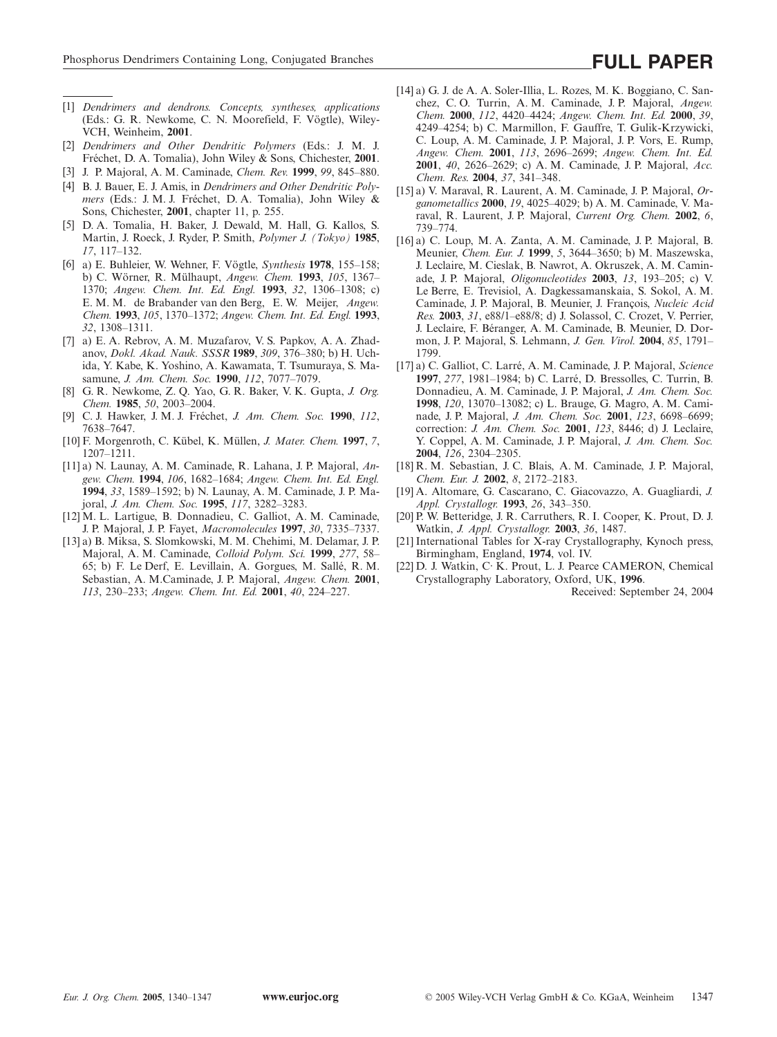[1] *Dendrimers and dendrons. Concepts, syntheses, applications* (Eds.: G. R. Newkome, C. N. Moorefield, F. Vögtle), Wiley-VCH, Weinheim, **2001**.

[2] *Dendrimers and Other Dendritic Polymers* (Eds.: J. M. J. Fréchet, D. A. Tomalia), John Wiley & Sons, Chichester, **2001**.

[3] J. P. Majoral, A. M. Caminade, *Chem. Rev.* **1999**, *99*, 845–880.

[4] B. J. Bauer, E. J. Amis, in *Dendrimers and Other Dendritic Polymers* (Eds.: J. M. J. Fréchet, D. A. Tomalia), John Wiley & Sons, Chichester, **2001**, chapter 11, p. 255.

[5] D. A. Tomalia, H. Baker, J. Dewald, M. Hall, G. Kallos, S. Martin, J. Roeck, J. Ryder, P. Smith, *Polymer J. (Tokyo)* **1985**, *17*, 117–132.

[6] a) E. Buhleier, W. Wehner, F. Vögtle, *Synthesis* **1978**, 155–158; b) C. Wörner, R. Mülhaupt, *Angew. Chem.* **1993**, *105*, 1367–1370; *Angew. Chem. Int. Ed. Engl.* **1993**, *32*, 1306–1308; c) E. M. M. de Brabander van den Berg, E. W. Meijer, *Angew. Chem.* **1993**, *105*, 1370–1372; *Angew. Chem. Int. Ed. Engl.* **1993**, *32*, 1308–1311.

[7] a) E. A. Rebrov, A. M. Muzafarov, V. S. Papkov, A. A. Zhadanov, *Dokl. Akad. Nauk. SSSR* **1989**, *309*, 376–380; b) H. Uchida, Y. Kabe, K. Yoshino, A. Kawamata, T. Tsumuraya, S. Masamune, *J. Am. Chem. Soc.* **1990**, *112*, 7077–7079.

[8] G. R. Newkome, Z. Q. Yao, G. R. Baker, V. K. Gupta, *J. Org. Chem.* **1985**, *50*, 2003–2004.

[9] C. J. Hawker, J. M. J. Fréchet, *J. Am. Chem. Soc.* **1990**, *112*, 7638–7647.

[10] F. Morgenroth, C. Kübel, K. Müllen, *J. Mater. Chem.* **1997**, *7*, 1207–1211.

[11] a) N. Launay, A. M. Caminade, R. Lahana, J. P. Majoral, *Angew. Chem.* **1994**, *106*, 1682–1684; *Angew. Chem. Int. Ed. Engl.* **1994**, *33*, 1589–1592; b) N. Launay, A. M. Caminade, J. P. Majoral, *J. Am. Chem. Soc.* **1995**, *117*, 3282–3283.

[12] M. L. Lartigue, B. Donnadieu, C. Galliot, A. M. Caminade, J. P. Majoral, J. P. Fayet, *Macromolecules* **1997**, *30*, 7335–7337.

[13] a) B. Miksa, S. Slomkowski, M. M. Chehimi, M. Delamar, J. P. Majoral, A. M. Caminade, *Colloid Polym. Sci.* **1999**, *277*, 58–65; b) F. Le Derf, E. Levillain, A. Gorgues, M. Sallé, R. M. Sebastian, A. M.Caminade, J. P. Majoral, *Angew. Chem.* **2001**, *113*, 230–233; *Angew. Chem. Int. Ed.* **2001**, *40*, 224–227.

[14] a) G. J. de A. A. Soler-Illia, L. Rozes, M. K. Boggiano, C. Sanchez, C. O. Turrin, A. M. Caminade, J. P. Majoral, *Angew. Chem.* **2000**, *112*, 4420–4424; *Angew. Chem. Int. Ed.* **2000**, *39*, 4249–4254; b) C. Marmillon, F. Gauffre, T. Gulik-Krzywicki, C. Loup, A. M. Caminade, J. P. Majoral, J. P. Vors, E. Rump, *Angew. Chem.* **2001**, *113*, 2696–2699; *Angew. Chem. Int. Ed.* **2001**, *40*, 2626–2629; c) A. M. Caminade, J. P. Majoral, *Acc. Chem. Res.* **2004**, *37*, 341–348.

[15] a) V. Maraval, R. Laurent, A. M. Caminade, J. P. Majoral, *Organometallics* **2000**, *19*, 4025–4029; b) A. M. Caminade, V. Maraval, R. Laurent, J. P. Majoral, *Current Org. Chem.* **2002**, *6*, 739–774.

[16] a) C. Loup, M. A. Zanta, A. M. Caminade, J. P. Majoral, B. Meunier, *Chem. Eur. J.* **1999**, *5*, 3644–3650; b) M. Maszewska, J. Leclaire, M. Cieslak, B. Nawrot, A. Okruszek, A. M. Caminade, J. P. Majoral, *Oligonucleotides* **2003**, *13*, 193–205; c) V. Le Berre, E. Trevisiol, A. Dagkessamanskaia, S. Sokol, A. M. Caminade, J. P. Majoral, B. Meunier, J. François, *Nucleic Acid Res.* **2003**, *31*, e88/1–e88/8; d) J. Solassol, C. Crozet, V. Perrier, J. Leclaire, F. Béranger, A. M. Caminade, B. Meunier, D. Dormon, J. P. Majoral, S. Lehmann, *J. Gen. Virol.* **2004**, *85*, 1791–1799.

[17] a) C. Galliot, C. Larré, A. M. Caminade, J. P. Majoral, *Science* **1997**, *277*, 1981–1984; b) C. Larré, D. Bressolles, C. Turrin, B. Donnadieu, A. M. Caminade, J. P. Majoral, *J. Am. Chem. Soc.* **1998**, *120*, 13070–13082; c) L. Brauge, G. Magro, A. M. Caminade, J. P. Majoral, *J. Am. Chem. Soc.* **2001**, *123*, 6698–6699; correction: *J. Am. Chem. Soc.* **2001**, *123*, 8446; d) J. Leclaire, Y. Coppel, A. M. Caminade, J. P. Majoral, *J. Am. Chem. Soc.* **2004**, *126*, 2304–2305.

[18] R. M. Sebastian, J. C. Blais, A. M. Caminade, J. P. Majoral, *Chem. Eur. J.* **2002**, *8*, 2172–2183.

[19] A. Altomare, G. Cascarano, C. Giacovazzo, A. Guagliardi, *J. Appl. Crystallogr.* **1993**, *26*, 343–350.

[20] P. W. Betteridge, J. R. Carruthers, R. I. Cooper, K. Prout, D. J. Watkin, *J. Appl. Crystallogr.* **2003**, *36*, 1487.

[21] International Tables for X-ray Crystallography, Kynoch press, Birmingham, England, **1974**, vol. IV.

[22] D. J. Watkin, C· K. Prout, L. J. Pearce CAMERON, Chemical Crystallography Laboratory, Oxford, UK, **1996**.

Received: September 24, 2004